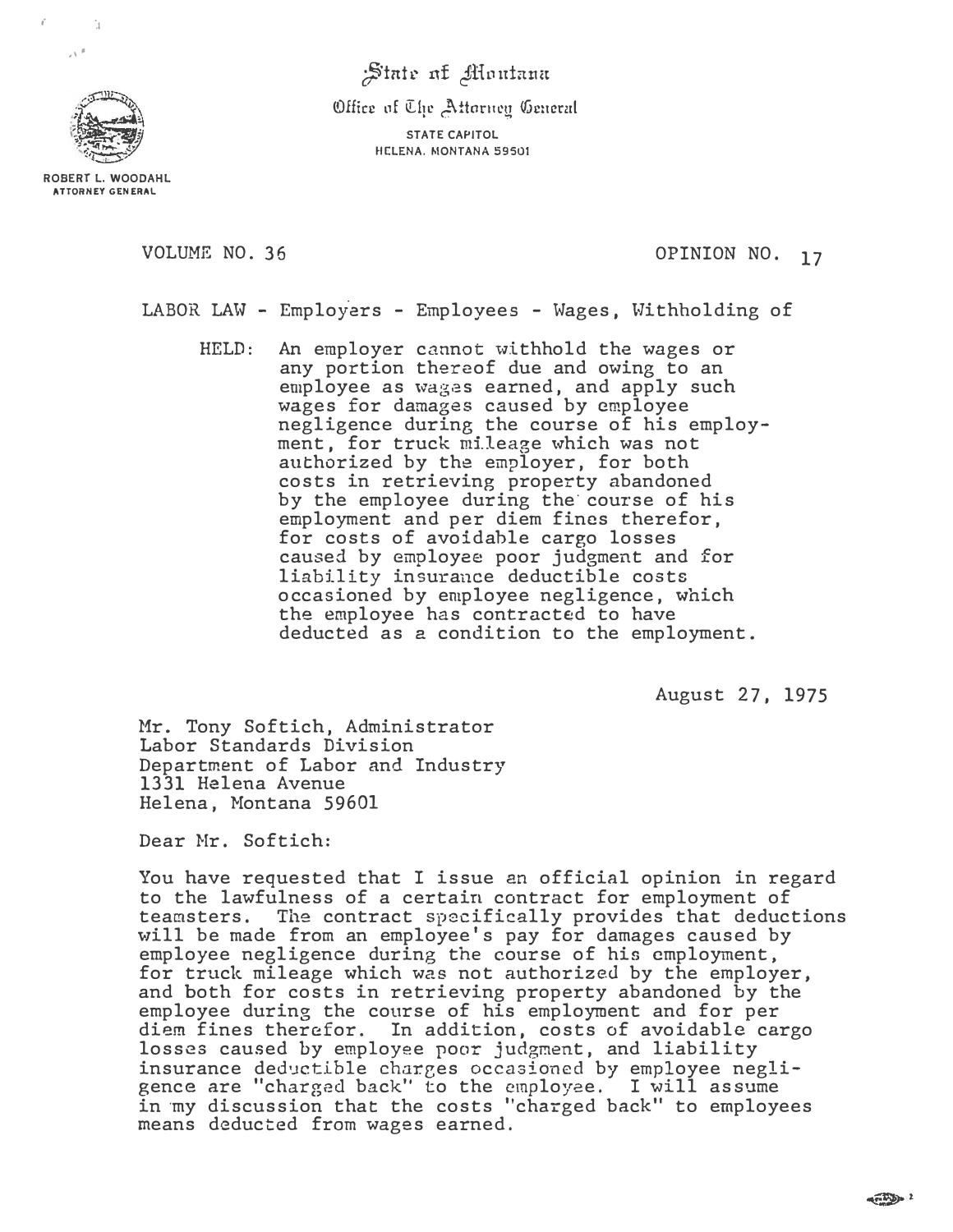State of Montana

Office of The Attorney General

STATE CAPITOL
HELENA, MONTANA 59501

ROBERT L. WOODAHL
ATTORNEY GENERAL

VOLUME NO. 36 OPINION NO. 17

LABOR LAW - Employers - Employees - Wages, Withholding of

HELD: An employer cannot withhold the wages or any portion thereof due and owing to an employee as wages earned, and apply such wages for damages caused by employee negligence during the course of his employment, for truck mileage which was not authorized by the employer, for both costs in retrieving property abandoned by the employee during the course of his employment and per diem fines therefor, for costs of avoidable cargo losses caused by employee poor judgment and for liability insurance deductible costs occasioned by employee negligence, which the employee has contracted to have deducted as a condition to the employment.

August 27, 1975

Mr. Tony Softich, Administrator
Labor Standards Division
Department of Labor and Industry
1331 Helena Avenue
Helena, Montana 59601

Dear Mr. Softich:

You have requested that I issue an official opinion in regard to the lawfulness of a certain contract for employment of teamsters. The contract specifically provides that deductions will be made from an employee's pay for damages caused by employee negligence during the course of his employment, for truck mileage which was not authorized by the employer, and both for costs in retrieving property abandoned by the employee during the course of his employment and for per diem fines therefor. In addition, costs of avoidable cargo losses caused by employee poor judgment, and liability insurance deductible charges occasioned by employee negligence are "charged back" to the employee. I will assume in my discussion that the costs "charged back" to employees means deducted from wages earned.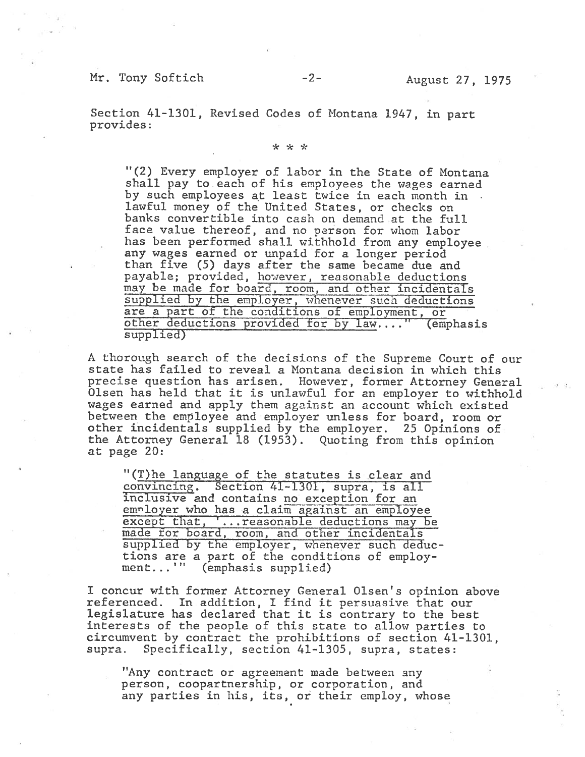Section 41-1301, Revised Codes of Montana 1947, in part provides:

\* \* \*

> "(2) Every employer of labor in the State of Montana shall pay to each of his employees the wages earned by such employees at least twice in each month in lawful money of the United States, or checks on banks convertible into cash on demand at the full face value thereof, and no person for whom labor has been performed shall withhold from any employee any wages earned or unpaid for a longer period than five (5) days after the same became due and payable; provided, however, reasonable deductions may be made for board, room, and other incidentals supplied by the employer, whenever such deductions are a part of the conditions of employment, or other deductions provided for by law...." (emphasis supplied)

A thorough search of the decisions of the Supreme Court of our state has failed to reveal a Montana decision in which this precise question has arisen. However, former Attorney General Olsen has held that it is unlawful for an employer to withhold wages earned and apply them against an account which existed between the employee and employer unless for board, room or other incidentals supplied by the employer. 25 Opinions of the Attorney General 18 (1953). Quoting from this opinion at page 20:

> "(T)he language of the statutes is clear and convincing. Section 41-1301, supra, is all inclusive and contains no exception for an employer who has a claim against an employee except that, '...reasonable deductions may be made for board, room, and other incidentals supplied by the employer, whenever such deductions are a part of the conditions of employment...'" (emphasis supplied)

I concur with former Attorney General Olsen's opinion above referenced. In addition, I find it persuasive that our legislature has declared that it is contrary to the best interests of the people of this state to allow parties to circumvent by contract the prohibitions of section 41-1301, supra. Specifically, section 41-1305, supra, states:

> "Any contract or agreement made between any person, coopartnership, or corporation, and any parties in his, its, or their employ, whose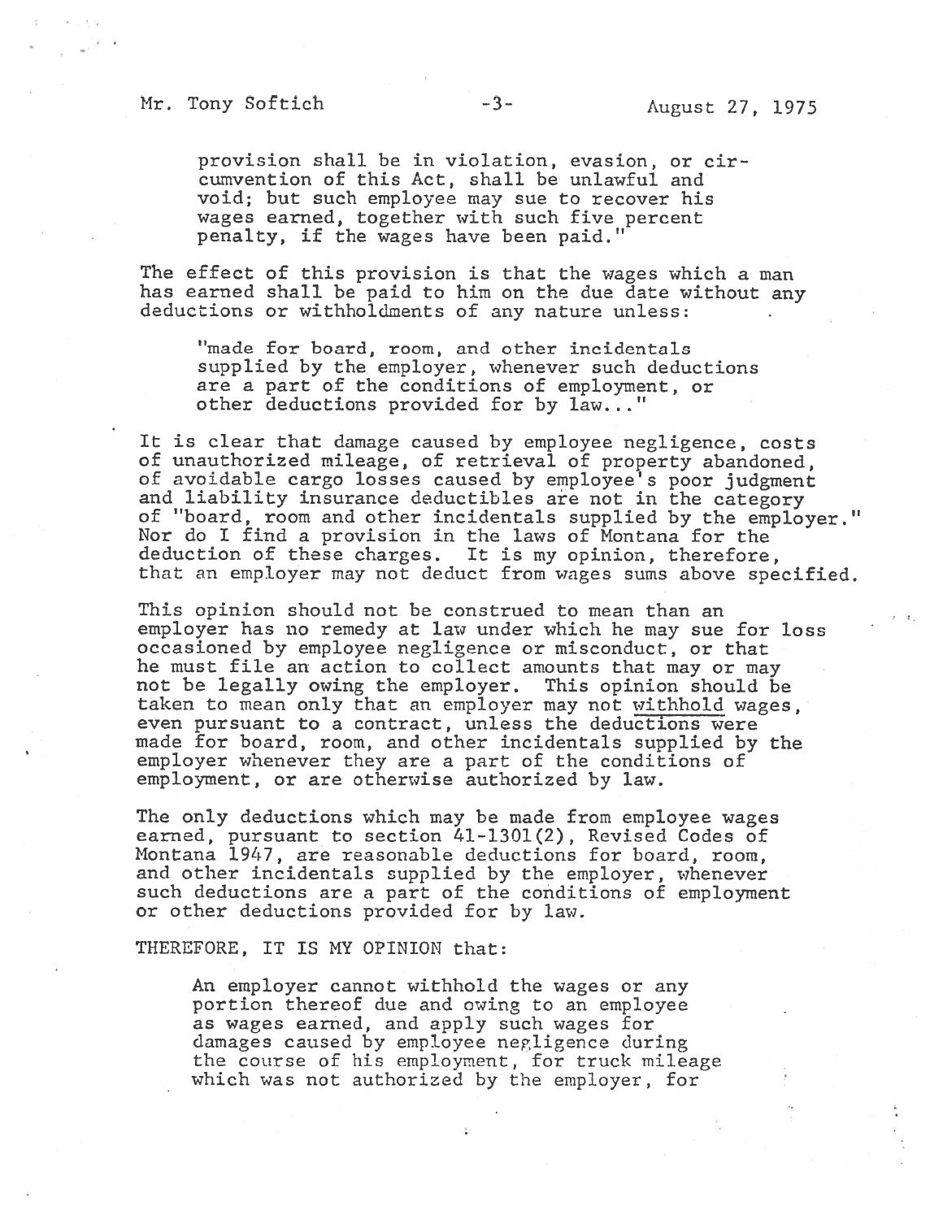> provision shall be in violation, evasion, or circumvention of this Act, shall be unlawful and void; but such employee may sue to recover his wages earned, together with such five percent penalty, if the wages have been paid."

The effect of this provision is that the wages which a man has earned shall be paid to him on the due date without any deductions or withholdments of any nature unless:

> "made for board, room, and other incidentals supplied by the employer, whenever such deductions are a part of the conditions of employment, or other deductions provided for by law..."

It is clear that damage caused by employee negligence, costs of unauthorized mileage, of retrieval of property abandoned, of avoidable cargo losses caused by employee's poor judgment and liability insurance deductibles are not in the category of "board, room and other incidentals supplied by the employer." Nor do I find a provision in the laws of Montana for the deduction of these charges. It is my opinion, therefore, that an employer may not deduct from wages sums above specified.

This opinion should not be construed to mean than an employer has no remedy at law under which he may sue for loss occasioned by employee negligence or misconduct, or that he must file an action to collect amounts that may or may not be legally owing the employer. This opinion should be taken to mean only that an employer may not withhold wages, even pursuant to a contract, unless the deductions were made for board, room, and other incidentals supplied by the employer whenever they are a part of the conditions of employment, or are otherwise authorized by law.

The only deductions which may be made from employee wages earned, pursuant to section 41-1301(2), Revised Codes of Montana 1947, are reasonable deductions for board, room, and other incidentals supplied by the employer, whenever such deductions are a part of the conditions of employment or other deductions provided for by law.

THEREFORE, IT IS MY OPINION that:

> An employer cannot withhold the wages or any portion thereof due and owing to an employee as wages earned, and apply such wages for damages caused by employee negligence during the course of his employment, for truck mileage which was not authorized by the employer, for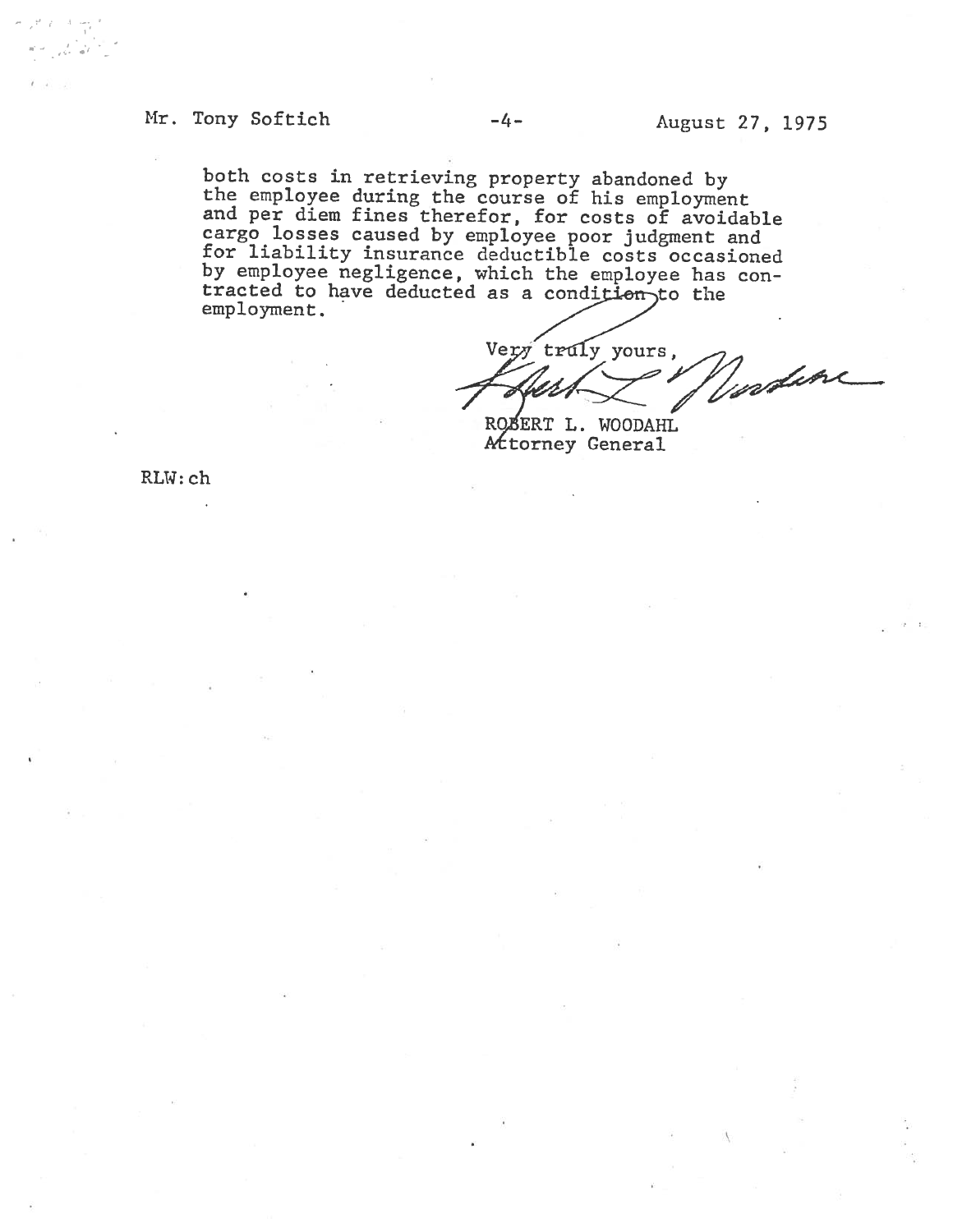both costs in retrieving property abandoned by the employee during the course of his employment and per diem fines therefor, for costs of avoidable cargo losses caused by employee poor judgment and for liability insurance deductible costs occasioned by employee negligence, which the employee has contracted to have deducted as a condition to the employment.

Very truly yours,

ROBERT L. WOODAHL
Attorney General

RLW:ch